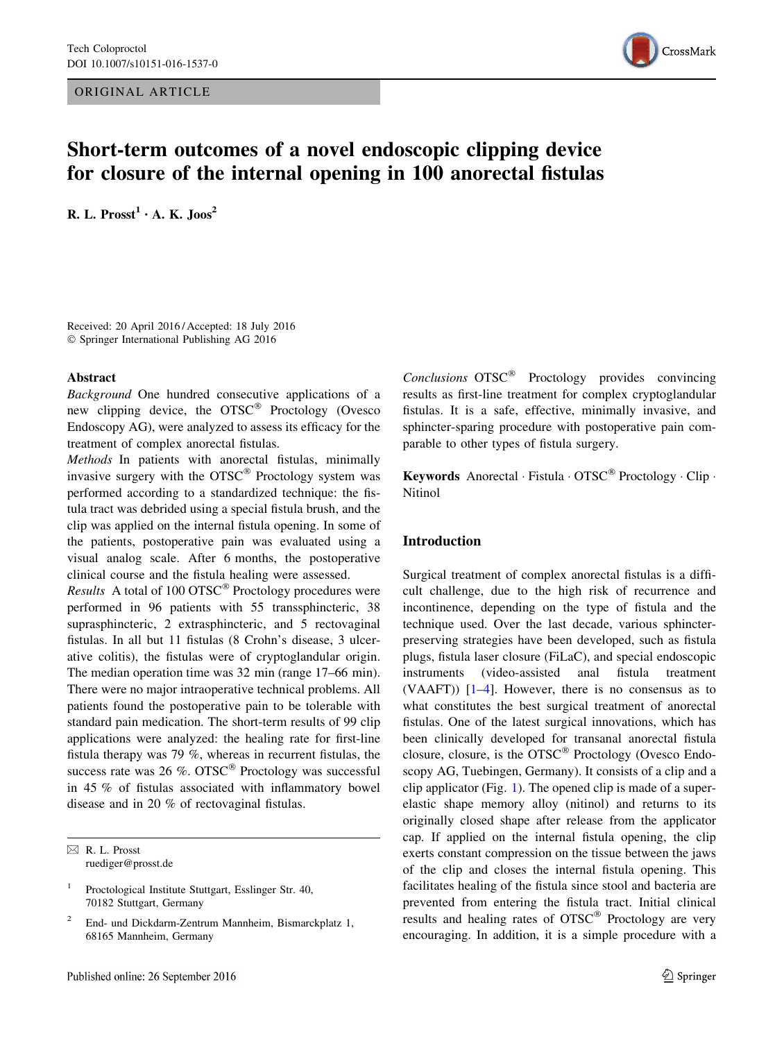ORIGINAL ARTICLE

# Short-term outcomes of a novel endoscopic clipping device for closure of the internal opening in 100 anorectal fistulas

**R. L. Prosst[1] · A. K. Joos[2]**

Received: 20 April 2016 / Accepted: 18 July 2016
© Springer International Publishing AG 2016

## Abstract

*Background* One hundred consecutive applications of a new clipping device, the OTSC® Proctology (Ovesco Endoscopy AG), were analyzed to assess its efficacy for the treatment of complex anorectal fistulas.

*Methods* In patients with anorectal fistulas, minimally invasive surgery with the OTSC® Proctology system was performed according to a standardized technique: the fistula tract was debrided using a special fistula brush, and the clip was applied on the internal fistula opening. In some of the patients, postoperative pain was evaluated using a visual analog scale. After 6 months, the postoperative clinical course and the fistula healing were assessed.

*Results* A total of 100 OTSC® Proctology procedures were performed in 96 patients with 55 transsphincteric, 38 suprasphincteric, 2 extrasphincteric, and 5 rectovaginal fistulas. In all but 11 fistulas (8 Crohn's disease, 3 ulcerative colitis), the fistulas were of cryptoglandular origin. The median operation time was 32 min (range 17–66 min). There were no major intraoperative technical problems. All patients found the postoperative pain to be tolerable with standard pain medication. The short-term results of 99 clip applications were analyzed: the healing rate for first-line fistula therapy was 79 %, whereas in recurrent fistulas, the success rate was 26 %. OTSC® Proctology was successful in 45 % of fistulas associated with inflammatory bowel disease and in 20 % of rectovaginal fistulas.

*Conclusions* OTSC® Proctology provides convincing results as first-line treatment for complex cryptoglandular fistulas. It is a safe, effective, minimally invasive, and sphincter-sparing procedure with postoperative pain comparable to other types of fistula surgery.

**Keywords** Anorectal · Fistula · OTSC® Proctology · Clip · Nitinol

✉ R. L. Prosst
ruediger@prosst.de

[1] Proctological Institute Stuttgart, Esslinger Str. 40, 70182 Stuttgart, Germany

[2] End- und Dickdarm-Zentrum Mannheim, Bismarckplatz 1, 68165 Mannheim, Germany

## Introduction

Surgical treatment of complex anorectal fistulas is a difficult challenge, due to the high risk of recurrence and incontinence, depending on the type of fistula and the technique used. Over the last decade, various sphincter-preserving strategies have been developed, such as fistula plugs, fistula laser closure (FiLaC), and special endoscopic instruments (video-assisted anal fistula treatment (VAAFT)) [1–4]. However, there is no consensus as to what constitutes the best surgical treatment of anorectal fistulas. One of the latest surgical innovations, which has been clinically developed for transanal anorectal fistula closure, closure, is the OTSC® Proctology (Ovesco Endoscopy AG, Tuebingen, Germany). It consists of a clip and a clip applicator (Fig. 1). The opened clip is made of a superelastic shape memory alloy (nitinol) and returns to its originally closed shape after release from the applicator cap. If applied on the internal fistula opening, the clip exerts constant compression on the tissue between the jaws of the clip and closes the internal fistula opening. This facilitates healing of the fistula since stool and bacteria are prevented from entering the fistula tract. Initial clinical results and healing rates of OTSC® Proctology are very encouraging. In addition, it is a simple procedure with a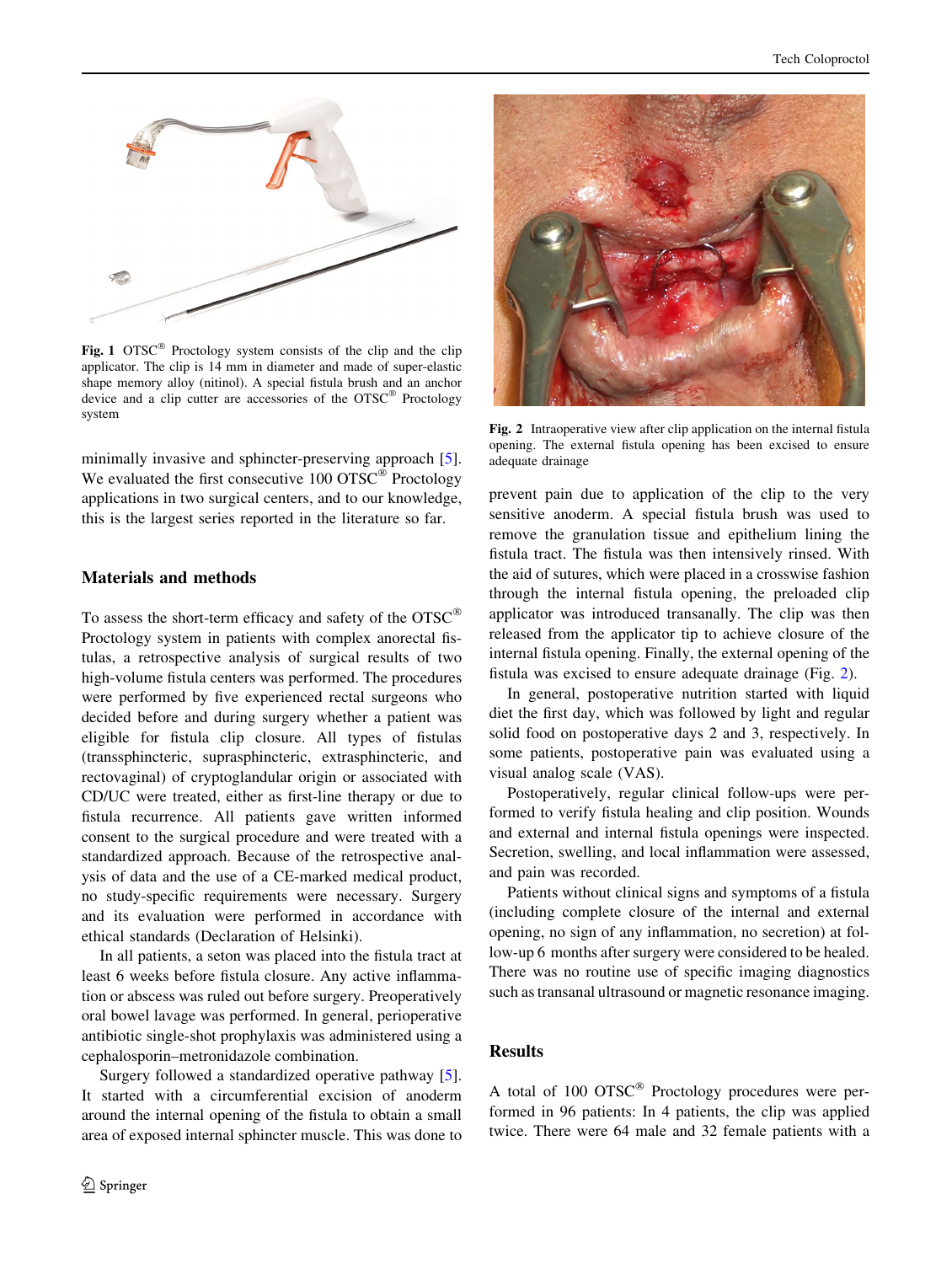Fig. 1 OTSC® Proctology system consists of the clip and the clip applicator. The clip is 14 mm in diameter and made of super-elastic shape memory alloy (nitinol). A special fistula brush and an anchor device and a clip cutter are accessories of the OTSC® Proctology system

minimally invasive and sphincter-preserving approach [5]. We evaluated the first consecutive 100 OTSC® Proctology applications in two surgical centers, and to our knowledge, this is the largest series reported in the literature so far.

## Materials and methods

To assess the short-term efficacy and safety of the OTSC® Proctology system in patients with complex anorectal fistulas, a retrospective analysis of surgical results of two high-volume fistula centers was performed. The procedures were performed by five experienced rectal surgeons who decided before and during surgery whether a patient was eligible for fistula clip closure. All types of fistulas (transsphincteric, suprasphincteric, extrasphincteric, and rectovaginal) of cryptoglandular origin or associated with CD/UC were treated, either as first-line therapy or due to fistula recurrence. All patients gave written informed consent to the surgical procedure and were treated with a standardized approach. Because of the retrospective analysis of data and the use of a CE-marked medical product, no study-specific requirements were necessary. Surgery and its evaluation were performed in accordance with ethical standards (Declaration of Helsinki).

In all patients, a seton was placed into the fistula tract at least 6 weeks before fistula closure. Any active inflammation or abscess was ruled out before surgery. Preoperatively oral bowel lavage was performed. In general, perioperative antibiotic single-shot prophylaxis was administered using a cephalosporin–metronidazole combination.

Surgery followed a standardized operative pathway [5]. It started with a circumferential excision of anoderm around the internal opening of the fistula to obtain a small area of exposed internal sphincter muscle. This was done to prevent pain due to application of the clip to the very sensitive anoderm. A special fistula brush was used to remove the granulation tissue and epithelium lining the fistula tract. The fistula was then intensively rinsed. With the aid of sutures, which were placed in a crosswise fashion through the internal fistula opening, the preloaded clip applicator was introduced transanally. The clip was then released from the applicator tip to achieve closure of the internal fistula opening. Finally, the external opening of the fistula was excised to ensure adequate drainage (Fig. 2).

Fig. 2 Intraoperative view after clip application on the internal fistula opening. The external fistula opening has been excised to ensure adequate drainage

In general, postoperative nutrition started with liquid diet the first day, which was followed by light and regular solid food on postoperative days 2 and 3, respectively. In some patients, postoperative pain was evaluated using a visual analog scale (VAS).

Postoperatively, regular clinical follow-ups were performed to verify fistula healing and clip position. Wounds and external and internal fistula openings were inspected. Secretion, swelling, and local inflammation were assessed, and pain was recorded.

Patients without clinical signs and symptoms of a fistula (including complete closure of the internal and external opening, no sign of any inflammation, no secretion) at follow-up 6 months after surgery were considered to be healed. There was no routine use of specific imaging diagnostics such as transanal ultrasound or magnetic resonance imaging.

## Results

A total of 100 OTSC® Proctology procedures were performed in 96 patients: In 4 patients, the clip was applied twice. There were 64 male and 32 female patients with a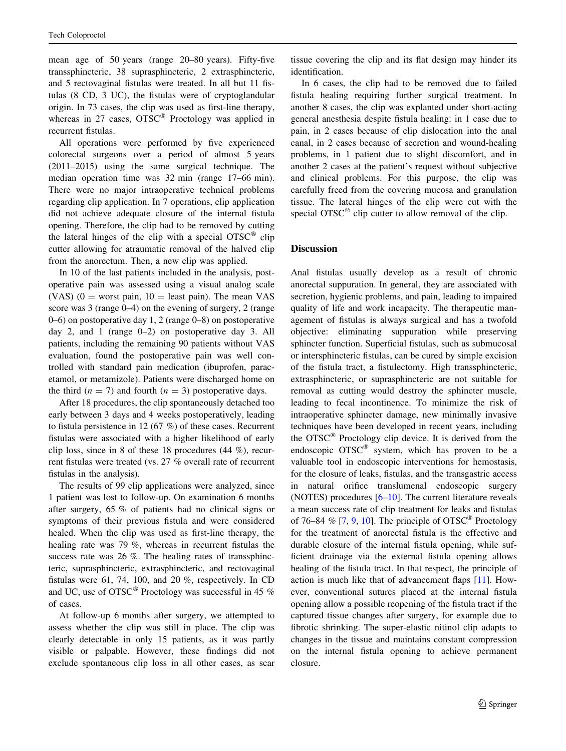mean age of 50 years (range 20–80 years). Fifty-five transsphincteric, 38 suprasphincteric, 2 extrasphincteric, and 5 rectovaginal fistulas were treated. In all but 11 fistulas (8 CD, 3 UC), the fistulas were of cryptoglandular origin. In 73 cases, the clip was used as first-line therapy, whereas in 27 cases, OTSC® Proctology was applied in recurrent fistulas.

All operations were performed by five experienced colorectal surgeons over a period of almost 5 years (2011–2015) using the same surgical technique. The median operation time was 32 min (range 17–66 min). There were no major intraoperative technical problems regarding clip application. In 7 operations, clip application did not achieve adequate closure of the internal fistula opening. Therefore, the clip had to be removed by cutting the lateral hinges of the clip with a special OTSC® clip cutter allowing for atraumatic removal of the halved clip from the anorectum. Then, a new clip was applied.

In 10 of the last patients included in the analysis, postoperative pain was assessed using a visual analog scale (VAS) (0 = worst pain, 10 = least pain). The mean VAS score was 3 (range 0–4) on the evening of surgery, 2 (range 0–6) on postoperative day 1, 2 (range 0–8) on postoperative day 2, and 1 (range 0–2) on postoperative day 3. All patients, including the remaining 90 patients without VAS evaluation, found the postoperative pain was well controlled with standard pain medication (ibuprofen, paracetamol, or metamizole). Patients were discharged home on the third ($n = 7$) and fourth ($n = 3$) postoperative days.

After 18 procedures, the clip spontaneously detached too early between 3 days and 4 weeks postoperatively, leading to fistula persistence in 12 (67 %) of these cases. Recurrent fistulas were associated with a higher likelihood of early clip loss, since in 8 of these 18 procedures (44 %), recurrent fistulas were treated (vs. 27 % overall rate of recurrent fistulas in the analysis).

The results of 99 clip applications were analyzed, since 1 patient was lost to follow-up. On examination 6 months after surgery, 65 % of patients had no clinical signs or symptoms of their previous fistula and were considered healed. When the clip was used as first-line therapy, the healing rate was 79 %, whereas in recurrent fistulas the success rate was 26 %. The healing rates of transsphincteric, suprasphincteric, extrasphincteric, and rectovaginal fistulas were 61, 74, 100, and 20 %, respectively. In CD and UC, use of OTSC® Proctology was successful in 45 % of cases.

At follow-up 6 months after surgery, we attempted to assess whether the clip was still in place. The clip was clearly detectable in only 15 patients, as it was partly visible or palpable. However, these findings did not exclude spontaneous clip loss in all other cases, as scar tissue covering the clip and its flat design may hinder its identification.

In 6 cases, the clip had to be removed due to failed fistula healing requiring further surgical treatment. In another 8 cases, the clip was explanted under short-acting general anesthesia despite fistula healing: in 1 case due to pain, in 2 cases because of clip dislocation into the anal canal, in 2 cases because of secretion and wound-healing problems, in 1 patient due to slight discomfort, and in another 2 cases at the patient's request without subjective and clinical problems. For this purpose, the clip was carefully freed from the covering mucosa and granulation tissue. The lateral hinges of the clip were cut with the special OTSC® clip cutter to allow removal of the clip.

## Discussion

Anal fistulas usually develop as a result of chronic anorectal suppuration. In general, they are associated with secretion, hygienic problems, and pain, leading to impaired quality of life and work incapacity. The therapeutic management of fistulas is always surgical and has a twofold objective: eliminating suppuration while preserving sphincter function. Superficial fistulas, such as submucosal or intersphincteric fistulas, can be cured by simple excision of the fistula tract, a fistulectomy. High transsphincteric, extrasphincteric, or suprasphincteric are not suitable for removal as cutting would destroy the sphincter muscle, leading to fecal incontinence. To minimize the risk of intraoperative sphincter damage, new minimally invasive techniques have been developed in recent years, including the OTSC® Proctology clip device. It is derived from the endoscopic OTSC® system, which has proven to be a valuable tool in endoscopic interventions for hemostasis, for the closure of leaks, fistulas, and the transgastric access in natural orifice translumenal endoscopic surgery (NOTES) procedures [6–10]. The current literature reveals a mean success rate of clip treatment for leaks and fistulas of 76–84 % [7, 9, 10]. The principle of OTSC® Proctology for the treatment of anorectal fistula is the effective and durable closure of the internal fistula opening, while sufficient drainage via the external fistula opening allows healing of the fistula tract. In that respect, the principle of action is much like that of advancement flaps [11]. However, conventional sutures placed at the internal fistula opening allow a possible reopening of the fistula tract if the captured tissue changes after surgery, for example due to fibrotic shrinking. The super-elastic nitinol clip adapts to changes in the tissue and maintains constant compression on the internal fistula opening to achieve permanent closure.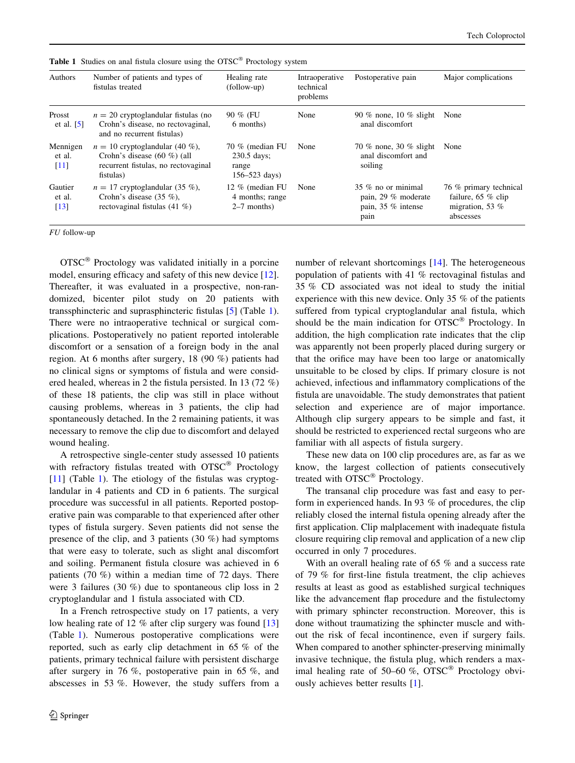**Table 1** Studies on anal fistula closure using the OTSC® Proctology system

| Authors | Number of patients and types of fistulas treated | Healing rate (follow-up) | Intraoperative technical problems | Postoperative pain | Major complications |
|---|---|---|---|---|---|
| Prosst et al. [5] | $n = 20$ cryptoglandular fistulas (no Crohn's disease, no rectovaginal, and no recurrent fistulas) | 90 % (FU 6 months) | None | 90 % none, 10 % slight anal discomfort | None |
| Mennigen et al. [11] | $n = 10$ cryptoglandular (40 %), Crohn's disease (60 %) (all recurrent fistulas, no rectovaginal fistulas) | 70 % (median FU 230.5 days; range 156–523 days) | None | 70 % none, 30 % slight anal discomfort and soiling | None |
| Gautier et al. [13] | $n = 17$ cryptoglandular (35 %), Crohn's disease (35 %), rectovaginal fistulas (41 %) | 12 % (median FU 4 months; range 2–7 months) | None | 35 % no or minimal pain, 29 % moderate pain, 35 % intense pain | 76 % primary technical failure, 65 % clip migration, 53 % abscesses |

*FU* follow-up

OTSC® Proctology was validated initially in a porcine model, ensuring efficacy and safety of this new device [12]. Thereafter, it was evaluated in a prospective, non-randomized, bicenter pilot study on 20 patients with transsphincteric and suprasphincteric fistulas [5] (Table 1). There were no intraoperative technical or surgical complications. Postoperatively no patient reported intolerable discomfort or a sensation of a foreign body in the anal region. At 6 months after surgery, 18 (90 %) patients had no clinical signs or symptoms of fistula and were considered healed, whereas in 2 the fistula persisted. In 13 (72 %) of these 18 patients, the clip was still in place without causing problems, whereas in 3 patients, the clip had spontaneously detached. In the 2 remaining patients, it was necessary to remove the clip due to discomfort and delayed wound healing.

A retrospective single-center study assessed 10 patients with refractory fistulas treated with OTSC® Proctology [11] (Table 1). The etiology of the fistulas was cryptoglandular in 4 patients and CD in 6 patients. The surgical procedure was successful in all patients. Reported postoperative pain was comparable to that experienced after other types of fistula surgery. Seven patients did not sense the presence of the clip, and 3 patients (30 %) had symptoms that were easy to tolerate, such as slight anal discomfort and soiling. Permanent fistula closure was achieved in 6 patients (70 %) within a median time of 72 days. There were 3 failures (30 %) due to spontaneous clip loss in 2 cryptoglandular and 1 fistula associated with CD.

In a French retrospective study on 17 patients, a very low healing rate of 12 % after clip surgery was found [13] (Table 1). Numerous postoperative complications were reported, such as early clip detachment in 65 % of the patients, primary technical failure with persistent discharge after surgery in 76 %, postoperative pain in 65 %, and abscesses in 53 %. However, the study suffers from a number of relevant shortcomings [14]. The heterogeneous population of patients with 41 % rectovaginal fistulas and 35 % CD associated was not ideal to study the initial experience with this new device. Only 35 % of the patients suffered from typical cryptoglandular anal fistula, which should be the main indication for OTSC® Proctology. In addition, the high complication rate indicates that the clip was apparently not been properly placed during surgery or that the orifice may have been too large or anatomically unsuitable to be closed by clips. If primary closure is not achieved, infectious and inflammatory complications of the fistula are unavoidable. The study demonstrates that patient selection and experience are of major importance. Although clip surgery appears to be simple and fast, it should be restricted to experienced rectal surgeons who are familiar with all aspects of fistula surgery.

These new data on 100 clip procedures are, as far as we know, the largest collection of patients consecutively treated with OTSC® Proctology.

The transanal clip procedure was fast and easy to perform in experienced hands. In 93 % of procedures, the clip reliably closed the internal fistula opening already after the first application. Clip malplacement with inadequate fistula closure requiring clip removal and application of a new clip occurred in only 7 procedures.

With an overall healing rate of 65 % and a success rate of 79 % for first-line fistula treatment, the clip achieves results at least as good as established surgical techniques like the advancement flap procedure and the fistulectomy with primary sphincter reconstruction. Moreover, this is done without traumatizing the sphincter muscle and without the risk of fecal incontinence, even if surgery fails. When compared to another sphincter-preserving minimally invasive technique, the fistula plug, which renders a maximal healing rate of 50–60 %, OTSC® Proctology obviously achieves better results [1].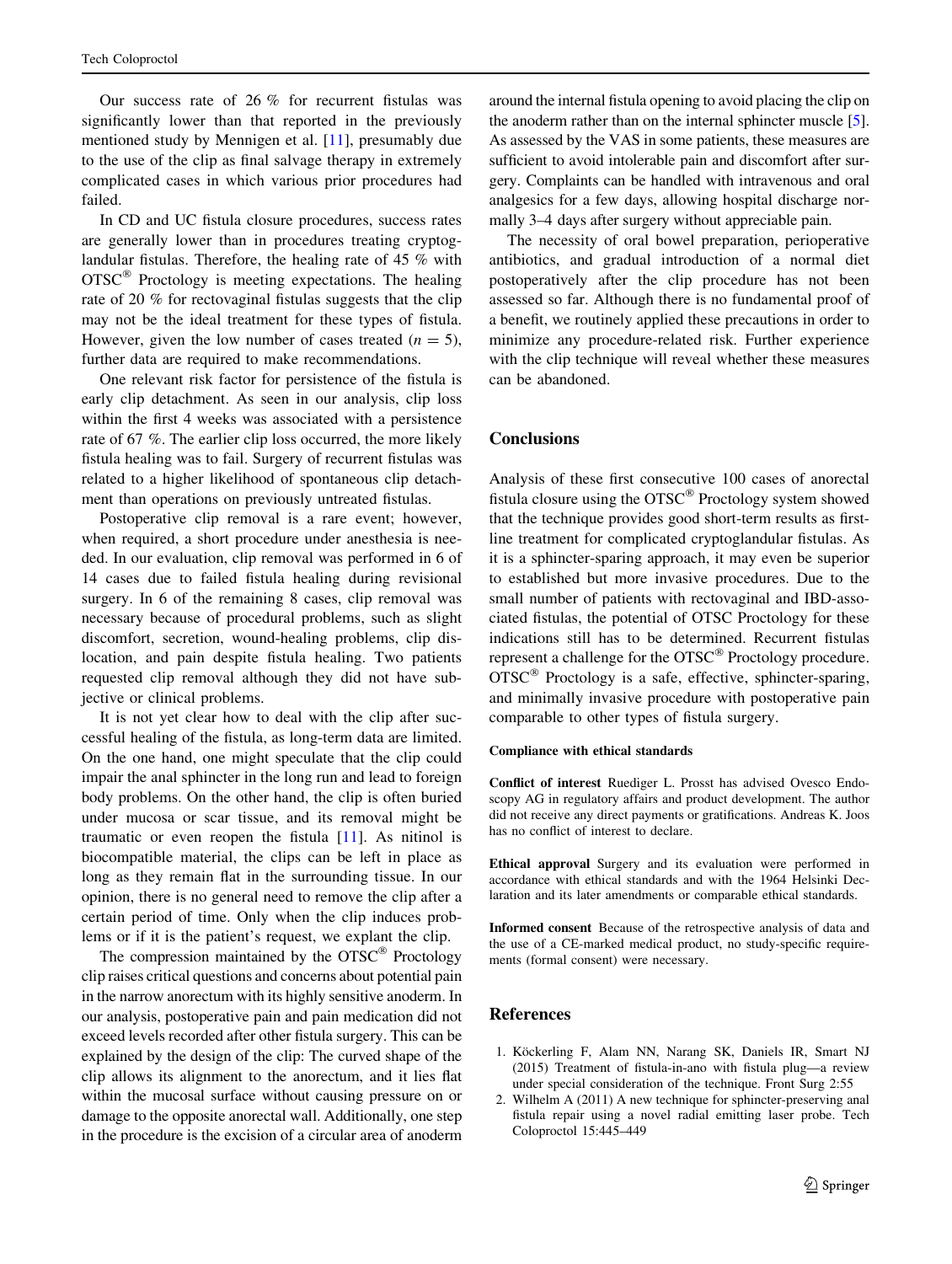Our success rate of 26 % for recurrent fistulas was significantly lower than that reported in the previously mentioned study by Mennigen et al. [11], presumably due to the use of the clip as final salvage therapy in extremely complicated cases in which various prior procedures had failed.

In CD and UC fistula closure procedures, success rates are generally lower than in procedures treating cryptoglandular fistulas. Therefore, the healing rate of 45 % with OTSC® Proctology is meeting expectations. The healing rate of 20 % for rectovaginal fistulas suggests that the clip may not be the ideal treatment for these types of fistula. However, given the low number of cases treated ($n = 5$), further data are required to make recommendations.

One relevant risk factor for persistence of the fistula is early clip detachment. As seen in our analysis, clip loss within the first 4 weeks was associated with a persistence rate of 67 %. The earlier clip loss occurred, the more likely fistula healing was to fail. Surgery of recurrent fistulas was related to a higher likelihood of spontaneous clip detachment than operations on previously untreated fistulas.

Postoperative clip removal is a rare event; however, when required, a short procedure under anesthesia is needed. In our evaluation, clip removal was performed in 6 of 14 cases due to failed fistula healing during revisional surgery. In 6 of the remaining 8 cases, clip removal was necessary because of procedural problems, such as slight discomfort, secretion, wound-healing problems, clip dislocation, and pain despite fistula healing. Two patients requested clip removal although they did not have subjective or clinical problems.

It is not yet clear how to deal with the clip after successful healing of the fistula, as long-term data are limited. On the one hand, one might speculate that the clip could impair the anal sphincter in the long run and lead to foreign body problems. On the other hand, the clip is often buried under mucosa or scar tissue, and its removal might be traumatic or even reopen the fistula [11]. As nitinol is biocompatible material, the clips can be left in place as long as they remain flat in the surrounding tissue. In our opinion, there is no general need to remove the clip after a certain period of time. Only when the clip induces problems or if it is the patient's request, we explant the clip.

The compression maintained by the OTSC® Proctology clip raises critical questions and concerns about potential pain in the narrow anorectum with its highly sensitive anoderm. In our analysis, postoperative pain and pain medication did not exceed levels recorded after other fistula surgery. This can be explained by the design of the clip: The curved shape of the clip allows its alignment to the anorectum, and it lies flat within the mucosal surface without causing pressure on or damage to the opposite anorectal wall. Additionally, one step in the procedure is the excision of a circular area of anoderm around the internal fistula opening to avoid placing the clip on the anoderm rather than on the internal sphincter muscle [5]. As assessed by the VAS in some patients, these measures are sufficient to avoid intolerable pain and discomfort after surgery. Complaints can be handled with intravenous and oral analgesics for a few days, allowing hospital discharge normally 3–4 days after surgery without appreciable pain.

The necessity of oral bowel preparation, perioperative antibiotics, and gradual introduction of a normal diet postoperatively after the clip procedure has not been assessed so far. Although there is no fundamental proof of a benefit, we routinely applied these precautions in order to minimize any procedure-related risk. Further experience with the clip technique will reveal whether these measures can be abandoned.

## Conclusions

Analysis of these first consecutive 100 cases of anorectal fistula closure using the OTSC® Proctology system showed that the technique provides good short-term results as first-line treatment for complicated cryptoglandular fistulas. As it is a sphincter-sparing approach, it may even be superior to established but more invasive procedures. Due to the small number of patients with rectovaginal and IBD-associated fistulas, the potential of OTSC Proctology for these indications still has to be determined. Recurrent fistulas represent a challenge for the OTSC® Proctology procedure. OTSC® Proctology is a safe, effective, sphincter-sparing, and minimally invasive procedure with postoperative pain comparable to other types of fistula surgery.

#### Compliance with ethical standards

**Conflict of interest** Ruediger L. Prosst has advised Ovesco Endoscopy AG in regulatory affairs and product development. The author did not receive any direct payments or gratifications. Andreas K. Joos has no conflict of interest to declare.

**Ethical approval** Surgery and its evaluation were performed in accordance with ethical standards and with the 1964 Helsinki Declaration and its later amendments or comparable ethical standards.

**Informed consent** Because of the retrospective analysis of data and the use of a CE-marked medical product, no study-specific requirements (formal consent) were necessary.

## References

1. Köckerling F, Alam NN, Narang SK, Daniels IR, Smart NJ (2015) Treatment of fistula-in-ano with fistula plug—a review under special consideration of the technique. Front Surg 2:55
2. Wilhelm A (2011) A new technique for sphincter-preserving anal fistula repair using a novel radial emitting laser probe. Tech Coloproctol 15:445–449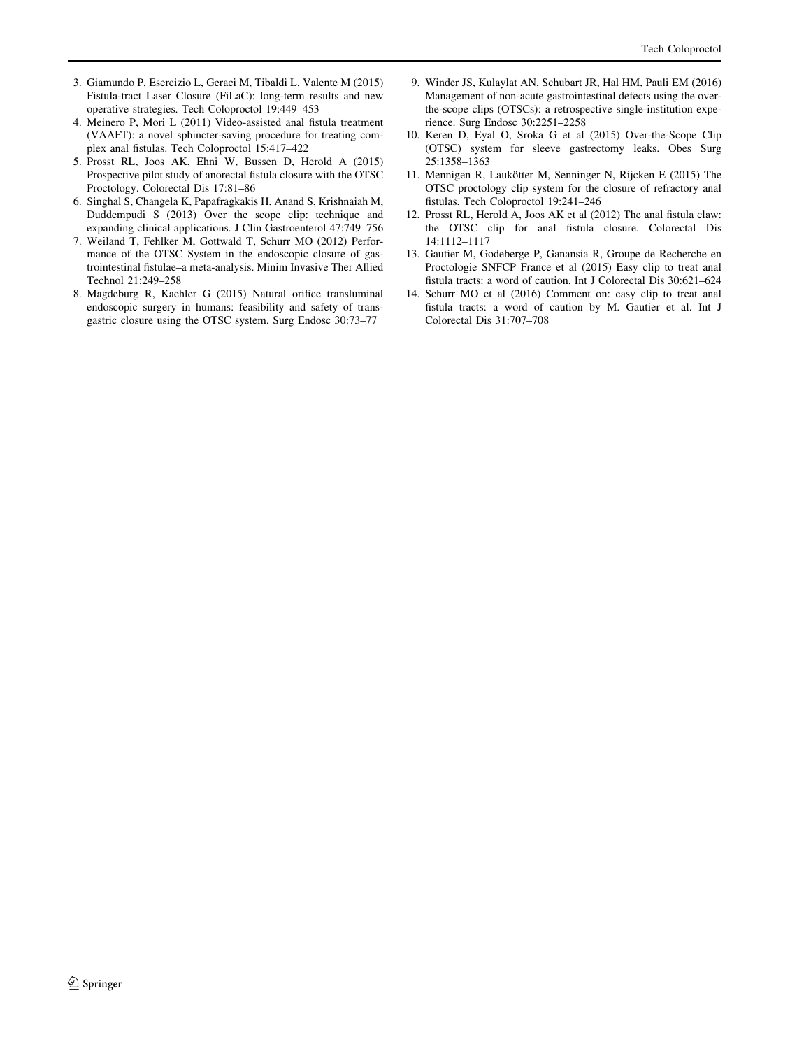3. Giamundo P, Esercizio L, Geraci M, Tibaldi L, Valente M (2015) Fistula-tract Laser Closure (FiLaC): long-term results and new operative strategies. Tech Coloproctol 19:449–453
4. Meinero P, Mori L (2011) Video-assisted anal fistula treatment (VAAFT): a novel sphincter-saving procedure for treating complex anal fistulas. Tech Coloproctol 15:417–422
5. Prosst RL, Joos AK, Ehni W, Bussen D, Herold A (2015) Prospective pilot study of anorectal fistula closure with the OTSC Proctology. Colorectal Dis 17:81–86
6. Singhal S, Changela K, Papafragkakis H, Anand S, Krishnaiah M, Duddempudi S (2013) Over the scope clip: technique and expanding clinical applications. J Clin Gastroenterol 47:749–756
7. Weiland T, Fehlker M, Gottwald T, Schurr MO (2012) Performance of the OTSC System in the endoscopic closure of gastrointestinal fistulae–a meta-analysis. Minim Invasive Ther Allied Technol 21:249–258
8. Magdeburg R, Kaehler G (2015) Natural orifice transluminal endoscopic surgery in humans: feasibility and safety of transgastric closure using the OTSC system. Surg Endosc 30:73–77
9. Winder JS, Kulaylat AN, Schubart JR, Hal HM, Pauli EM (2016) Management of non-acute gastrointestinal defects using the over-the-scope clips (OTSCs): a retrospective single-institution experience. Surg Endosc 30:2251–2258
10. Keren D, Eyal O, Sroka G et al (2015) Over-the-Scope Clip (OTSC) system for sleeve gastrectomy leaks. Obes Surg 25:1358–1363
11. Mennigen R, Laukötter M, Senninger N, Rijcken E (2015) The OTSC proctology clip system for the closure of refractory anal fistulas. Tech Coloproctol 19:241–246
12. Prosst RL, Herold A, Joos AK et al (2012) The anal fistula claw: the OTSC clip for anal fistula closure. Colorectal Dis 14:1112–1117
13. Gautier M, Godeberge P, Ganansia R, Groupe de Recherche en Proctologie SNFCP France et al (2015) Easy clip to treat anal fistula tracts: a word of caution. Int J Colorectal Dis 30:621–624
14. Schurr MO et al (2016) Comment on: easy clip to treat anal fistula tracts: a word of caution by M. Gautier et al. Int J Colorectal Dis 31:707–708